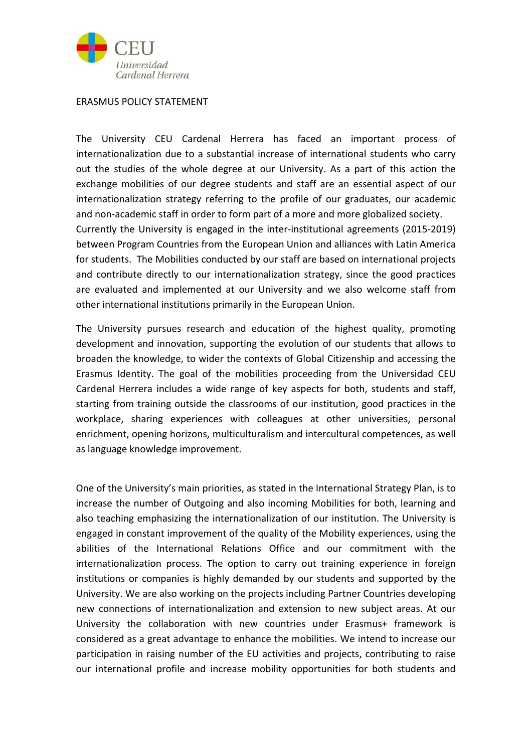ERASMUS POLICY STATEMENT

The University CEU Cardenal Herrera has faced an important process of internationalization due to a substantial increase of international students who carry out the studies of the whole degree at our University. As a part of this action the exchange mobilities of our degree students and staff are an essential aspect of our internationalization strategy referring to the profile of our graduates, our academic and non-academic staff in order to form part of a more and more globalized society. Currently the University is engaged in the inter-institutional agreements (2015-2019) between Program Countries from the European Union and alliances with Latin America for students. The Mobilities conducted by our staff are based on international projects and contribute directly to our internationalization strategy, since the good practices are evaluated and implemented at our University and we also welcome staff from other international institutions primarily in the European Union.

The University pursues research and education of the highest quality, promoting development and innovation, supporting the evolution of our students that allows to broaden the knowledge, to wider the contexts of Global Citizenship and accessing the Erasmus Identity. The goal of the mobilities proceeding from the Universidad CEU Cardenal Herrera includes a wide range of key aspects for both, students and staff, starting from training outside the classrooms of our institution, good practices in the workplace, sharing experiences with colleagues at other universities, personal enrichment, opening horizons, multiculturalism and intercultural competences, as well as language knowledge improvement.

One of the University's main priorities, as stated in the International Strategy Plan, is to increase the number of Outgoing and also incoming Mobilities for both, learning and also teaching emphasizing the internationalization of our institution. The University is engaged in constant improvement of the quality of the Mobility experiences, using the abilities of the International Relations Office and our commitment with the internationalization process. The option to carry out training experience in foreign institutions or companies is highly demanded by our students and supported by the University. We are also working on the projects including Partner Countries developing new connections of internationalization and extension to new subject areas. At our University the collaboration with new countries under Erasmus+ framework is considered as a great advantage to enhance the mobilities. We intend to increase our participation in raising number of the EU activities and projects, contributing to raise our international profile and increase mobility opportunities for both students and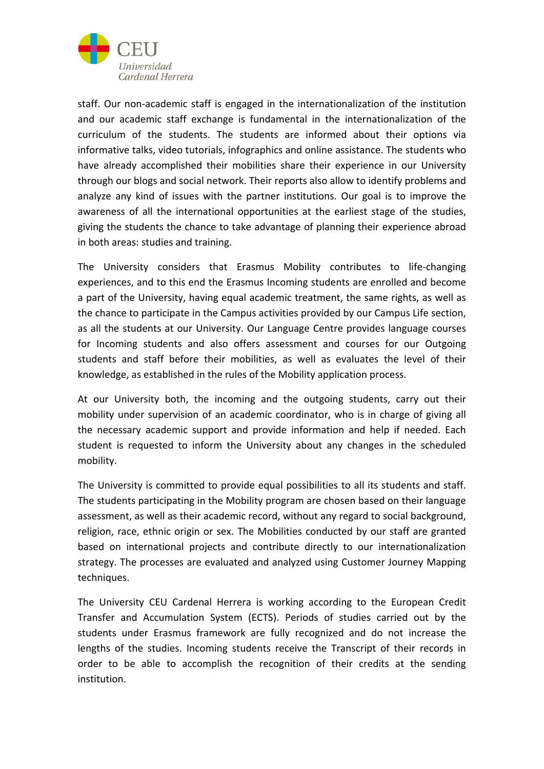staff. Our non-academic staff is engaged in the internationalization of the institution and our academic staff exchange is fundamental in the internationalization of the curriculum of the students. The students are informed about their options via informative talks, video tutorials, infographics and online assistance. The students who have already accomplished their mobilities share their experience in our University through our blogs and social network. Their reports also allow to identify problems and analyze any kind of issues with the partner institutions. Our goal is to improve the awareness of all the international opportunities at the earliest stage of the studies, giving the students the chance to take advantage of planning their experience abroad in both areas: studies and training.

The University considers that Erasmus Mobility contributes to life-changing experiences, and to this end the Erasmus Incoming students are enrolled and become a part of the University, having equal academic treatment, the same rights, as well as the chance to participate in the Campus activities provided by our Campus Life section, as all the students at our University. Our Language Centre provides language courses for Incoming students and also offers assessment and courses for our Outgoing students and staff before their mobilities, as well as evaluates the level of their knowledge, as established in the rules of the Mobility application process.

At our University both, the incoming and the outgoing students, carry out their mobility under supervision of an academic coordinator, who is in charge of giving all the necessary academic support and provide information and help if needed. Each student is requested to inform the University about any changes in the scheduled mobility.

The University is committed to provide equal possibilities to all its students and staff. The students participating in the Mobility program are chosen based on their language assessment, as well as their academic record, without any regard to social background, religion, race, ethnic origin or sex. The Mobilities conducted by our staff are granted based on international projects and contribute directly to our internationalization strategy. The processes are evaluated and analyzed using Customer Journey Mapping techniques.

The University CEU Cardenal Herrera is working according to the European Credit Transfer and Accumulation System (ECTS). Periods of studies carried out by the students under Erasmus framework are fully recognized and do not increase the lengths of the studies. Incoming students receive the Transcript of their records in order to be able to accomplish the recognition of their credits at the sending institution.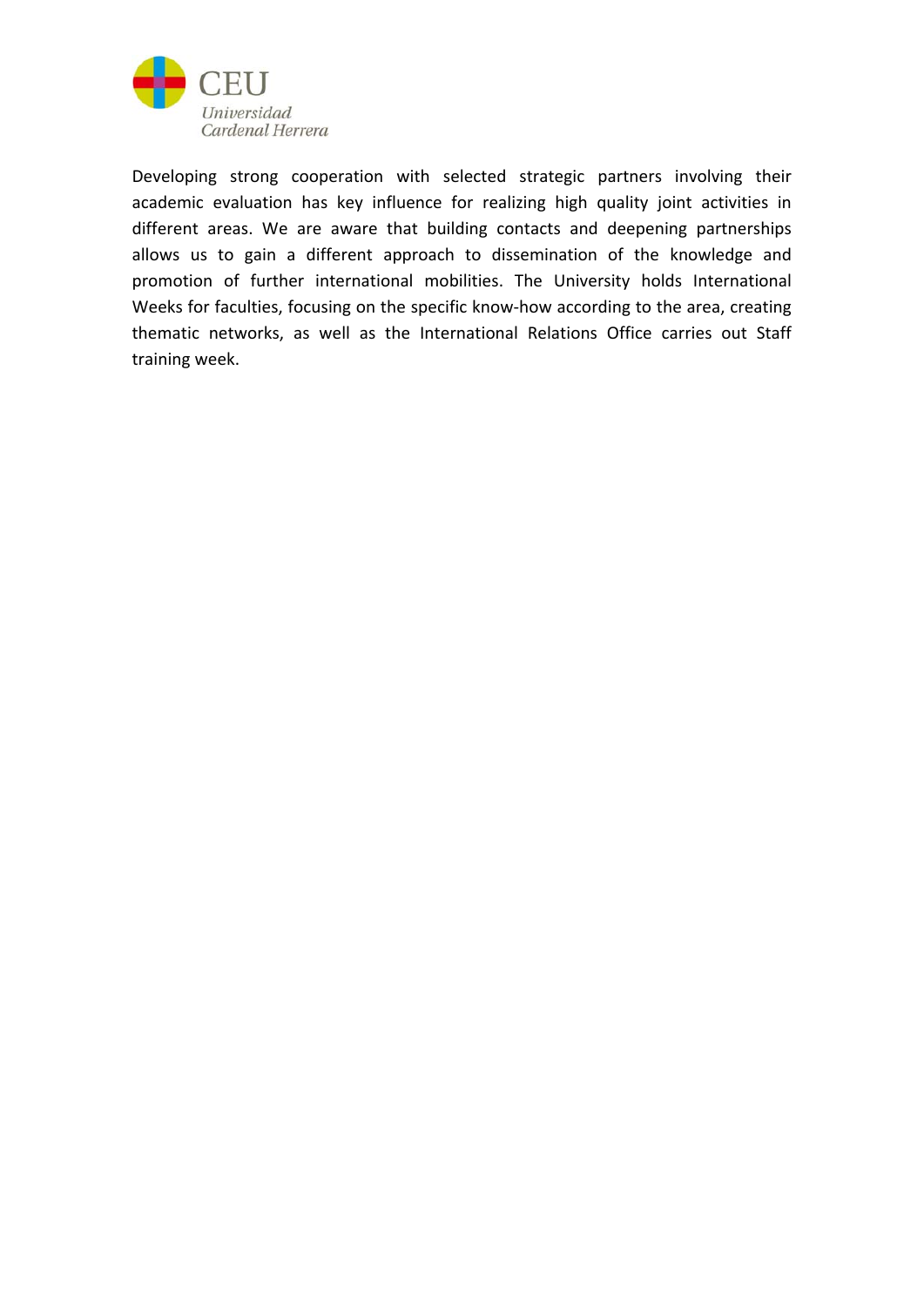Developing strong cooperation with selected strategic partners involving their academic evaluation has key influence for realizing high quality joint activities in different areas. We are aware that building contacts and deepening partnerships allows us to gain a different approach to dissemination of the knowledge and promotion of further international mobilities. The University holds International Weeks for faculties, focusing on the specific know-how according to the area, creating thematic networks, as well as the International Relations Office carries out Staff training week.